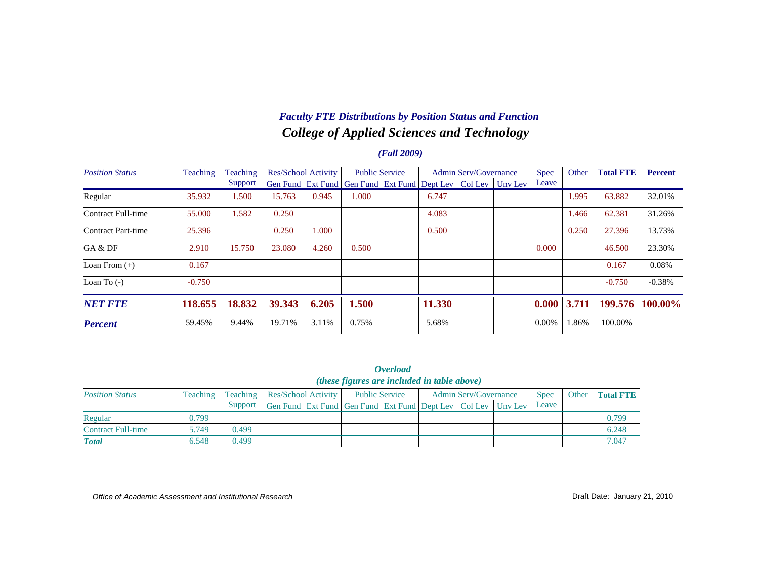### *Faculty FTE Distributions by Position Status and Function*

## *College of Applied Sciences and Technology*

### *(Fall 2009)*

| *Position Status* | Teaching | Teaching Support | Res/School Activity | | Public Service | | Admin Serv/Governance | | | Spec Leave | Other | **Total FTE** | **Percent** |
|---|---|---|---|---|---|---|---|---|---|---|---|---|---|
| | | | Gen Fund | Ext Fund | Gen Fund | Ext Fund | Dept Lev | Col Lev | Unv Lev | | | | |
| Regular | 35.932 | 1.500 | 15.763 | 0.945 | 1.000 | | 6.747 | | | | 1.995 | 63.882 | 32.01% |
| Contract Full-time | 55.000 | 1.582 | 0.250 | | | | 4.083 | | | | 1.466 | 62.381 | 31.26% |
| Contract Part-time | 25.396 | | 0.250 | 1.000 | | | 0.500 | | | | 0.250 | 27.396 | 13.73% |
| GA & DF | 2.910 | 15.750 | 23.080 | 4.260 | 0.500 | | | | | 0.000 | | 46.500 | 23.30% |
| Loan From (+) | 0.167 | | | | | | | | | | | 0.167 | 0.08% |
| Loan To (-) | -0.750 | | | | | | | | | | | -0.750 | -0.38% |
| ***NET FTE*** | **118.655** | **18.832** | **39.343** | **6.205** | **1.500** | | **11.330** | | | **0.000** | **3.711** | **199.576** | **100.00%** |
| ***Percent*** | 59.45% | 9.44% | 19.71% | 3.11% | 0.75% | | 5.68% | | | 0.00% | 1.86% | 100.00% | |

### *Overload*
*(these figures are included in table above)*

| *Position Status* | Teaching | Teaching Support | Res/School Activity | | Public Service | | Admin Serv/Governance | | | Spec Leave | Other | **Total FTE** |
|---|---|---|---|---|---|---|---|---|---|---|---|---|
| | | | Gen Fund | Ext Fund | Gen Fund | Ext Fund | Dept Lev | Col Lev | Unv Lev | | | |
| Regular | 0.799 | | | | | | | | | | | 0.799 |
| Contract Full-time | 5.749 | 0.499 | | | | | | | | | | 6.248 |
| ***Total*** | 6.548 | 0.499 | | | | | | | | | | 7.047 |

*Office of Academic Assessment and Institutional Research*

Draft Date: January 21, 2010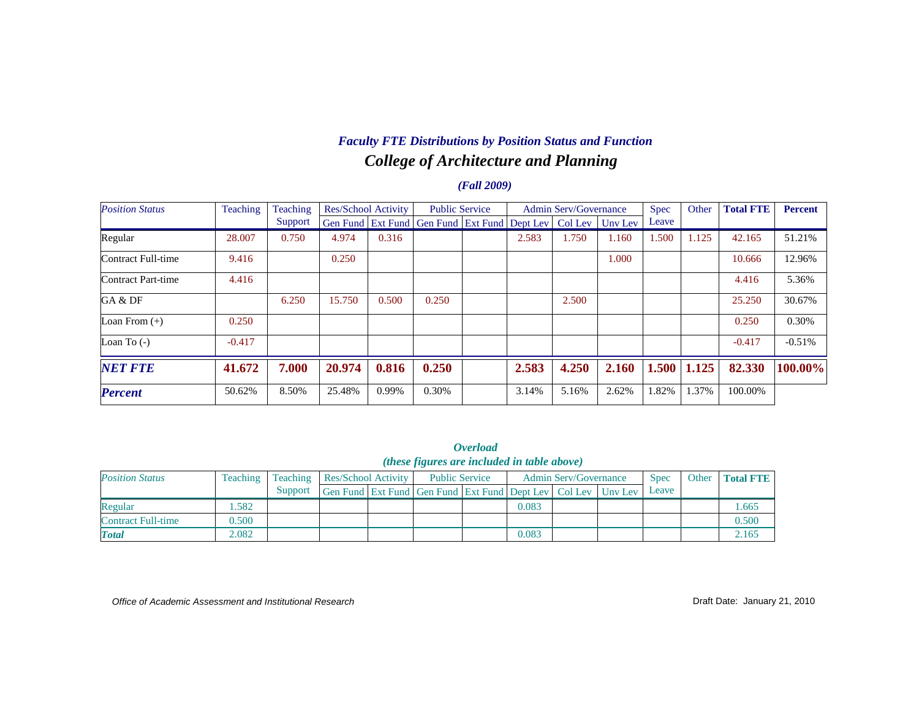## *Faculty FTE Distributions by Position Status and Function*

## *College of Architecture and Planning*

### *(Fall 2009)*

| *Position Status* | Teaching | Teaching Support | Res/School Activity | | Public Service | | Admin Serv/Governance | | | Spec Leave | Other | **Total FTE** | **Percent** |
|---|---|---|---|---|---|---|---|---|---|---|---|---|---|
| | | | Gen Fund | Ext Fund | Gen Fund | Ext Fund | Dept Lev | Col Lev | Unv Lev | | | | |
| Regular | 28.007 | 0.750 | 4.974 | 0.316 | | | 2.583 | 1.750 | 1.160 | 1.500 | 1.125 | 42.165 | 51.21% |
| Contract Full-time | 9.416 | | 0.250 | | | | | | 1.000 | | | 10.666 | 12.96% |
| Contract Part-time | 4.416 | | | | | | | | | | | 4.416 | 5.36% |
| GA & DF | | 6.250 | 15.750 | 0.500 | 0.250 | | | 2.500 | | | | 25.250 | 30.67% |
| Loan From (+) | 0.250 | | | | | | | | | | | 0.250 | 0.30% |
| Loan To (-) | -0.417 | | | | | | | | | | | -0.417 | -0.51% |
| ***NET FTE*** | **41.672** | **7.000** | **20.974** | **0.816** | **0.250** | | **2.583** | **4.250** | **2.160** | **1.500** | **1.125** | **82.330** | **100.00%** |
| ***Percent*** | 50.62% | 8.50% | 25.48% | 0.99% | 0.30% | | 3.14% | 5.16% | 2.62% | 1.82% | 1.37% | 100.00% | |

### *Overload*
### *(these figures are included in table above)*

| *Position Status* | Teaching | Teaching Support | Res/School Activity | | Public Service | | Admin Serv/Governance | | | Spec Leave | Other | **Total FTE** |
|---|---|---|---|---|---|---|---|---|---|---|---|---|
| | | | Gen Fund | Ext Fund | Gen Fund | Ext Fund | Dept Lev | Col Lev | Unv Lev | | | |
| Regular | 1.582 | | | | | | 0.083 | | | | | 1.665 |
| Contract Full-time | 0.500 | | | | | | | | | | | 0.500 |
| ***Total*** | 2.082 | | | | | | 0.083 | | | | | 2.165 |

*Office of Academic Assessment and Institutional Research*

Draft Date: January 21, 2010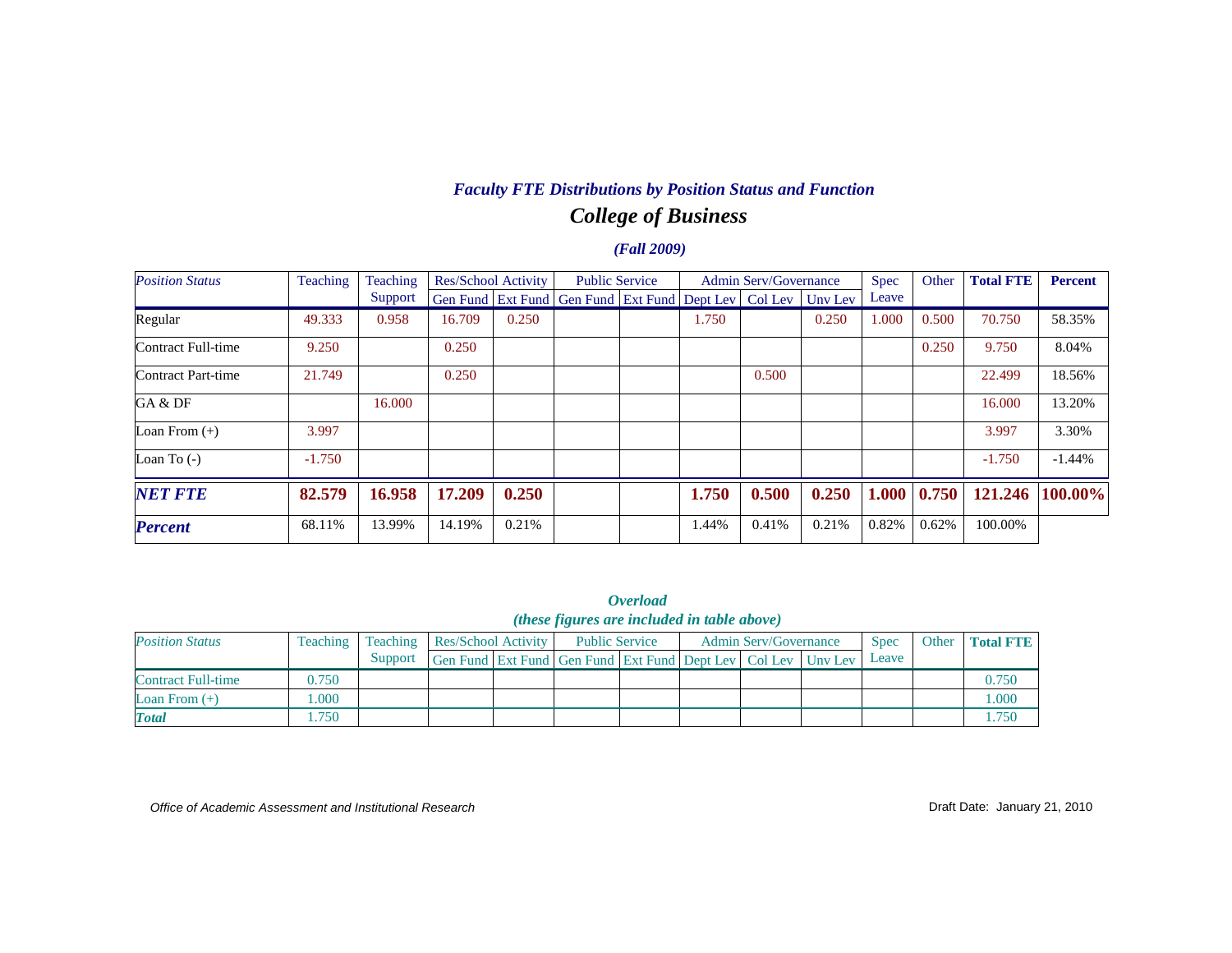### *Faculty FTE Distributions by Position Status and Function*

## *College of Business*

### *(Fall 2009)*

| *Position Status* | Teaching | Teaching Support | Res/School Activity | | Public Service | | Admin Serv/Governance | | | Spec Leave | Other | **Total FTE** | **Percent** |
|---|---|---|---|---|---|---|---|---|---|---|---|---|---|
| | | | Gen Fund | Ext Fund | Gen Fund | Ext Fund | Dept Lev | Col Lev | Unv Lev | | | | |
| Regular | 49.333 | 0.958 | 16.709 | 0.250 | | | 1.750 | | 0.250 | 1.000 | 0.500 | 70.750 | 58.35% |
| Contract Full-time | 9.250 | | 0.250 | | | | | | | | 0.250 | 9.750 | 8.04% |
| Contract Part-time | 21.749 | | 0.250 | | | | | 0.500 | | | | 22.499 | 18.56% |
| GA & DF | | 16.000 | | | | | | | | | | 16.000 | 13.20% |
| Loan From (+) | 3.997 | | | | | | | | | | | 3.997 | 3.30% |
| Loan To (-) | -1.750 | | | | | | | | | | | -1.750 | -1.44% |
| ***NET FTE*** | **82.579** | **16.958** | **17.209** | **0.250** | | | **1.750** | **0.500** | **0.250** | **1.000** | **0.750** | **121.246** | **100.00%** |
| ***Percent*** | 68.11% | 13.99% | 14.19% | 0.21% | | | 1.44% | 0.41% | 0.21% | 0.82% | 0.62% | 100.00% | |

### *Overload*
### *(these figures are included in table above)*

| *Position Status* | Teaching | Teaching Support | Res/School Activity | | Public Service | | Admin Serv/Governance | | | Spec Leave | Other | **Total FTE** |
|---|---|---|---|---|---|---|---|---|---|---|---|---|
| | | | Gen Fund | Ext Fund | Gen Fund | Ext Fund | Dept Lev | Col Lev | Unv Lev | | | |
| Contract Full-time | 0.750 | | | | | | | | | | | 0.750 |
| Loan From (+) | 1.000 | | | | | | | | | | | 1.000 |
| ***Total*** | 1.750 | | | | | | | | | | | 1.750 |

*Office of Academic Assessment and Institutional Research*

Draft Date: January 21, 2010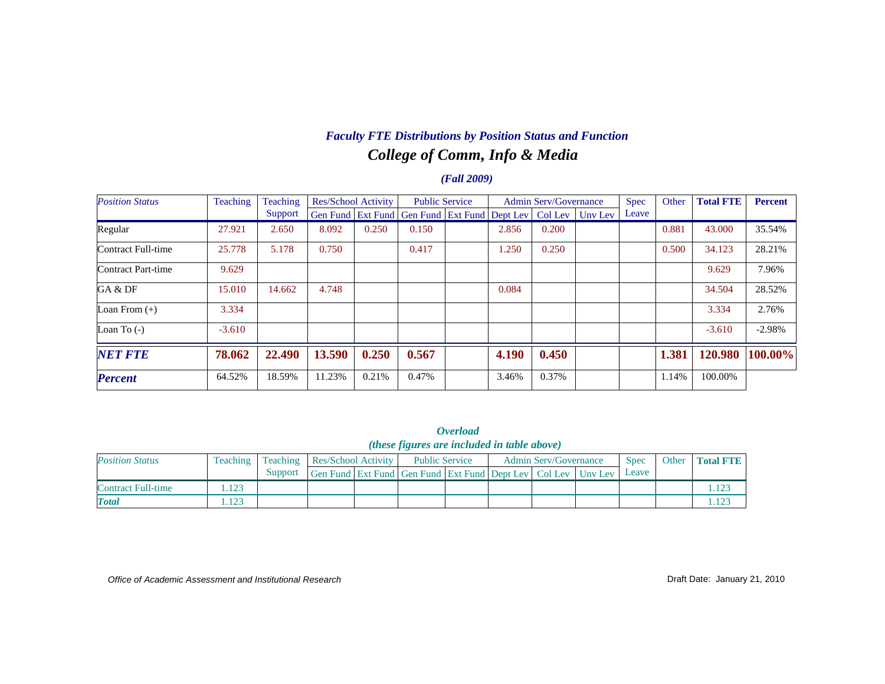### *Faculty FTE Distributions by Position Status and Function*

## *College of Comm, Info & Media*

***(Fall 2009)***

| *Position Status* | Teaching | Teaching Support | Res/School Activity | | Public Service | | Admin Serv/Governance | | | Spec Leave | Other | **Total FTE** | **Percent** |
|---|---|---|---|---|---|---|---|---|---|---|---|---|---|
| | | | Gen Fund | Ext Fund | Gen Fund | Ext Fund | Dept Lev | Col Lev | Unv Lev | | | | |
| Regular | 27.921 | 2.650 | 8.092 | 0.250 | 0.150 | | 2.856 | 0.200 | | | 0.881 | 43.000 | 35.54% |
| Contract Full-time | 25.778 | 5.178 | 0.750 | | 0.417 | | 1.250 | 0.250 | | | 0.500 | 34.123 | 28.21% |
| Contract Part-time | 9.629 | | | | | | | | | | | 9.629 | 7.96% |
| GA & DF | 15.010 | 14.662 | 4.748 | | | | 0.084 | | | | | 34.504 | 28.52% |
| Loan From (+) | 3.334 | | | | | | | | | | | 3.334 | 2.76% |
| Loan To (-) | -3.610 | | | | | | | | | | | -3.610 | -2.98% |
| ***NET FTE*** | **78.062** | **22.490** | **13.590** | **0.250** | **0.567** | | **4.190** | **0.450** | | | **1.381** | **120.980** | **100.00%** |
| ***Percent*** | 64.52% | 18.59% | 11.23% | 0.21% | 0.47% | | 3.46% | 0.37% | | | 1.14% | 100.00% | |

***Overload***
***(these figures are included in table above)***

| *Position Status* | Teaching | Teaching Support | Res/School Activity | | Public Service | | Admin Serv/Governance | | | Spec Leave | Other | **Total FTE** |
|---|---|---|---|---|---|---|---|---|---|---|---|---|
| | | | Gen Fund | Ext Fund | Gen Fund | Ext Fund | Dept Lev | Col Lev | Unv Lev | | | |
| Contract Full-time | 1.123 | | | | | | | | | | | 1.123 |
| ***Total*** | 1.123 | | | | | | | | | | | 1.123 |

*Office of Academic Assessment and Institutional Research*

Draft Date: January 21, 2010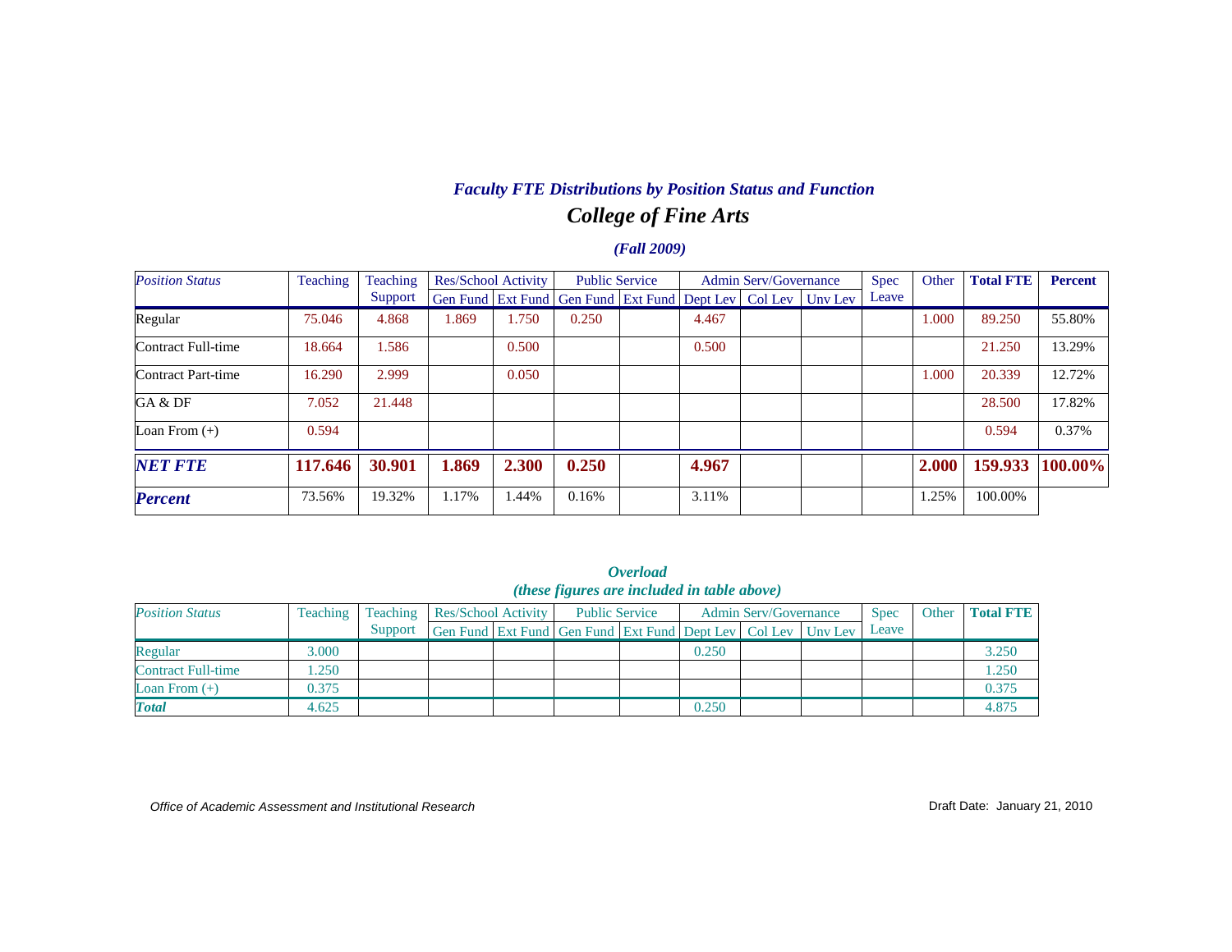## *Faculty FTE Distributions by Position Status and Function*

## *College of Fine Arts*

### *(Fall 2009)*

| *Position Status* | Teaching | Teaching Support | Res/School Activity | | Public Service | | Admin Serv/Governance | | | Spec Leave | Other | **Total FTE** | **Percent** |
|---|---|---|---|---|---|---|---|---|---|---|---|---|---|
| | | | Gen Fund | Ext Fund | Gen Fund | Ext Fund | Dept Lev | Col Lev | Unv Lev | | | | |
| Regular | 75.046 | 4.868 | 1.869 | 1.750 | 0.250 | | 4.467 | | | | 1.000 | 89.250 | 55.80% |
| Contract Full-time | 18.664 | 1.586 | | 0.500 | | | 0.500 | | | | | 21.250 | 13.29% |
| Contract Part-time | 16.290 | 2.999 | | 0.050 | | | | | | | 1.000 | 20.339 | 12.72% |
| GA & DF | 7.052 | 21.448 | | | | | | | | | | 28.500 | 17.82% |
| Loan From (+) | 0.594 | | | | | | | | | | | 0.594 | 0.37% |
| ***NET FTE*** | **117.646** | **30.901** | **1.869** | **2.300** | **0.250** | | **4.967** | | | | **2.000** | **159.933** | **100.00%** |
| ***Percent*** | 73.56% | 19.32% | 1.17% | 1.44% | 0.16% | | 3.11% | | | | 1.25% | 100.00% | |

### *Overload*
### *(these figures are included in table above)*

| *Position Status* | Teaching | Teaching Support | Res/School Activity | | Public Service | | Admin Serv/Governance | | | Spec Leave | Other | **Total FTE** |
|---|---|---|---|---|---|---|---|---|---|---|---|---|
| | | | Gen Fund | Ext Fund | Gen Fund | Ext Fund | Dept Lev | Col Lev | Unv Lev | | | |
| Regular | 3.000 | | | | | | 0.250 | | | | | 3.250 |
| Contract Full-time | 1.250 | | | | | | | | | | | 1.250 |
| Loan From (+) | 0.375 | | | | | | | | | | | 0.375 |
| ***Total*** | 4.625 | | | | | | 0.250 | | | | | 4.875 |

*Office of Academic Assessment and Institutional Research* Draft Date: January 21, 2010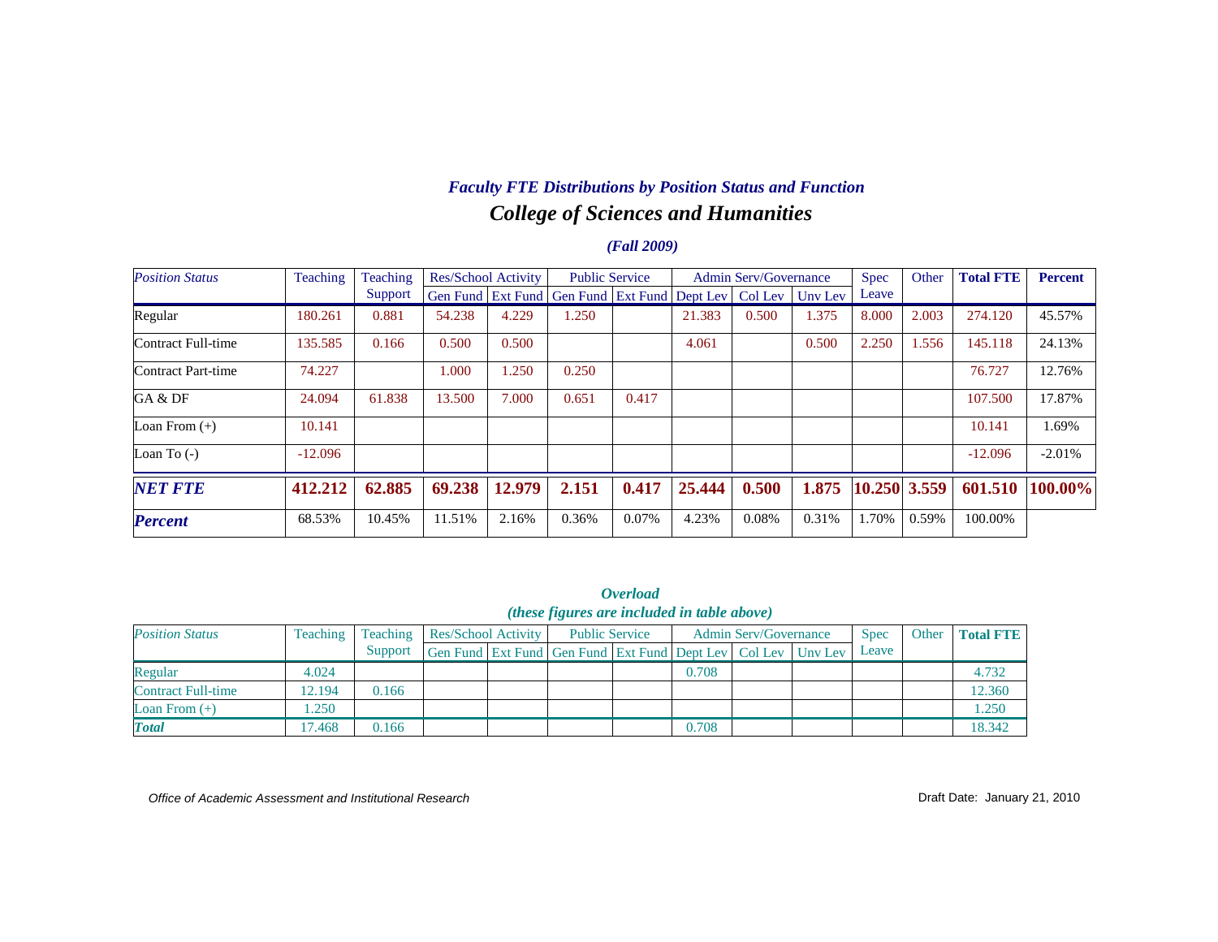### *Faculty FTE Distributions by Position Status and Function*

## *College of Sciences and Humanities*

### *(Fall 2009)*

| *Position Status* | Teaching | Teaching Support | Res/School Activity | | Public Service | | Admin Serv/Governance | | | Spec Leave | Other | **Total FTE** | **Percent** |
|---|---|---|---|---|---|---|---|---|---|---|---|---|---|
| | | | Gen Fund | Ext Fund | Gen Fund | Ext Fund | Dept Lev | Col Lev | Unv Lev | | | | |
| Regular | 180.261 | 0.881 | 54.238 | 4.229 | 1.250 | | 21.383 | 0.500 | 1.375 | 8.000 | 2.003 | 274.120 | 45.57% |
| Contract Full-time | 135.585 | 0.166 | 0.500 | 0.500 | | | 4.061 | | 0.500 | 2.250 | 1.556 | 145.118 | 24.13% |
| Contract Part-time | 74.227 | | 1.000 | 1.250 | 0.250 | | | | | | | 76.727 | 12.76% |
| GA & DF | 24.094 | 61.838 | 13.500 | 7.000 | 0.651 | 0.417 | | | | | | 107.500 | 17.87% |
| Loan From (+) | 10.141 | | | | | | | | | | | 10.141 | 1.69% |
| Loan To (-) | -12.096 | | | | | | | | | | | -12.096 | -2.01% |
| ***NET FTE*** | **412.212** | **62.885** | **69.238** | **12.979** | **2.151** | **0.417** | **25.444** | **0.500** | **1.875** | **10.250** | **3.559** | **601.510** | **100.00%** |
| ***Percent*** | 68.53% | 10.45% | 11.51% | 2.16% | 0.36% | 0.07% | 4.23% | 0.08% | 0.31% | 1.70% | 0.59% | 100.00% | |

### *Overload*
#### *(these figures are included in table above)*

| *Position Status* | Teaching | Teaching Support | Res/School Activity | | Public Service | | Admin Serv/Governance | | | Spec Leave | Other | **Total FTE** |
|---|---|---|---|---|---|---|---|---|---|---|---|---|
| | | | Gen Fund | Ext Fund | Gen Fund | Ext Fund | Dept Lev | Col Lev | Unv Lev | | | |
| Regular | 4.024 | | | | | | 0.708 | | | | | 4.732 |
| Contract Full-time | 12.194 | 0.166 | | | | | | | | | | 12.360 |
| Loan From (+) | 1.250 | | | | | | | | | | | 1.250 |
| ***Total*** | 17.468 | 0.166 | | | | | 0.708 | | | | | 18.342 |

*Office of Academic Assessment and Institutional Research*

Draft Date: January 21, 2010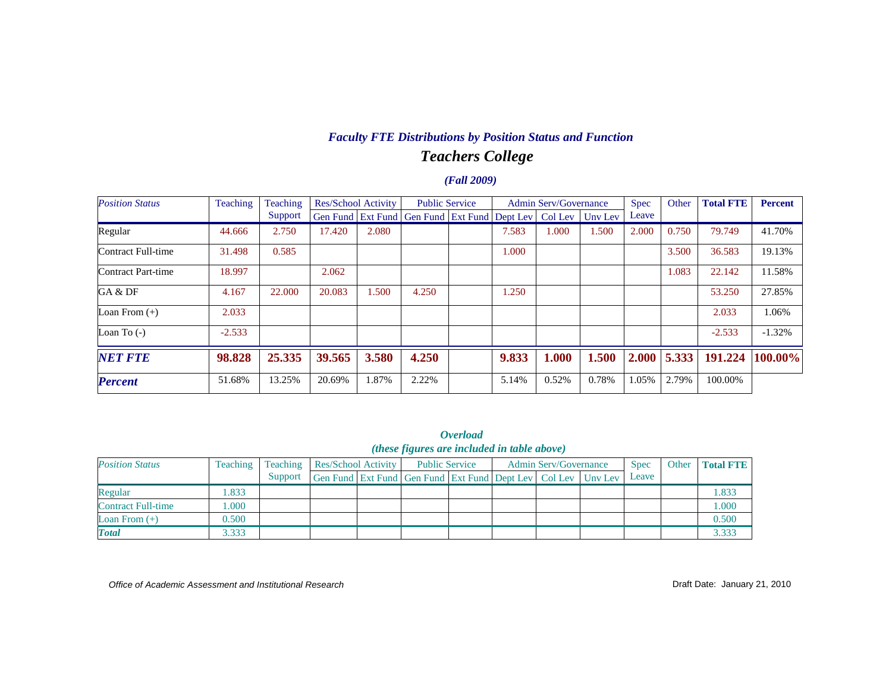### *Faculty FTE Distributions by Position Status and Function*

## *Teachers College*

### *(Fall 2009)*

| *Position Status* | Teaching | Teaching Support | Res/School Activity | | Public Service | | Admin Serv/Governance | | | Spec Leave | Other | **Total FTE** | **Percent** |
|---|---|---|---|---|---|---|---|---|---|---|---|---|---|
| | | | Gen Fund | Ext Fund | Gen Fund | Ext Fund | Dept Lev | Col Lev | Unv Lev | | | | |
| Regular | 44.666 | 2.750 | 17.420 | 2.080 | | | 7.583 | 1.000 | 1.500 | 2.000 | 0.750 | 79.749 | 41.70% |
| Contract Full-time | 31.498 | 0.585 | | | | | 1.000 | | | | 3.500 | 36.583 | 19.13% |
| Contract Part-time | 18.997 | | 2.062 | | | | | | | | 1.083 | 22.142 | 11.58% |
| GA & DF | 4.167 | 22.000 | 20.083 | 1.500 | 4.250 | | 1.250 | | | | | 53.250 | 27.85% |
| Loan From (+) | 2.033 | | | | | | | | | | | 2.033 | 1.06% |
| Loan To (-) | -2.533 | | | | | | | | | | | -2.533 | -1.32% |
| ***NET FTE*** | **98.828** | **25.335** | **39.565** | **3.580** | **4.250** | | **9.833** | **1.000** | **1.500** | **2.000** | **5.333** | **191.224** | **100.00%** |
| ***Percent*** | 51.68% | 13.25% | 20.69% | 1.87% | 2.22% | | 5.14% | 0.52% | 0.78% | 1.05% | 2.79% | 100.00% | |

### *Overload*
### *(these figures are included in table above)*

| *Position Status* | Teaching | Teaching Support | Res/School Activity | | Public Service | | Admin Serv/Governance | | | Spec Leave | Other | **Total FTE** |
|---|---|---|---|---|---|---|---|---|---|---|---|---|
| | | | Gen Fund | Ext Fund | Gen Fund | Ext Fund | Dept Lev | Col Lev | Unv Lev | | | |
| Regular | 1.833 | | | | | | | | | | | 1.833 |
| Contract Full-time | 1.000 | | | | | | | | | | | 1.000 |
| Loan From (+) | 0.500 | | | | | | | | | | | 0.500 |
| ***Total*** | 3.333 | | | | | | | | | | | 3.333 |

*Office of Academic Assessment and Institutional Research*

Draft Date: January 21, 2010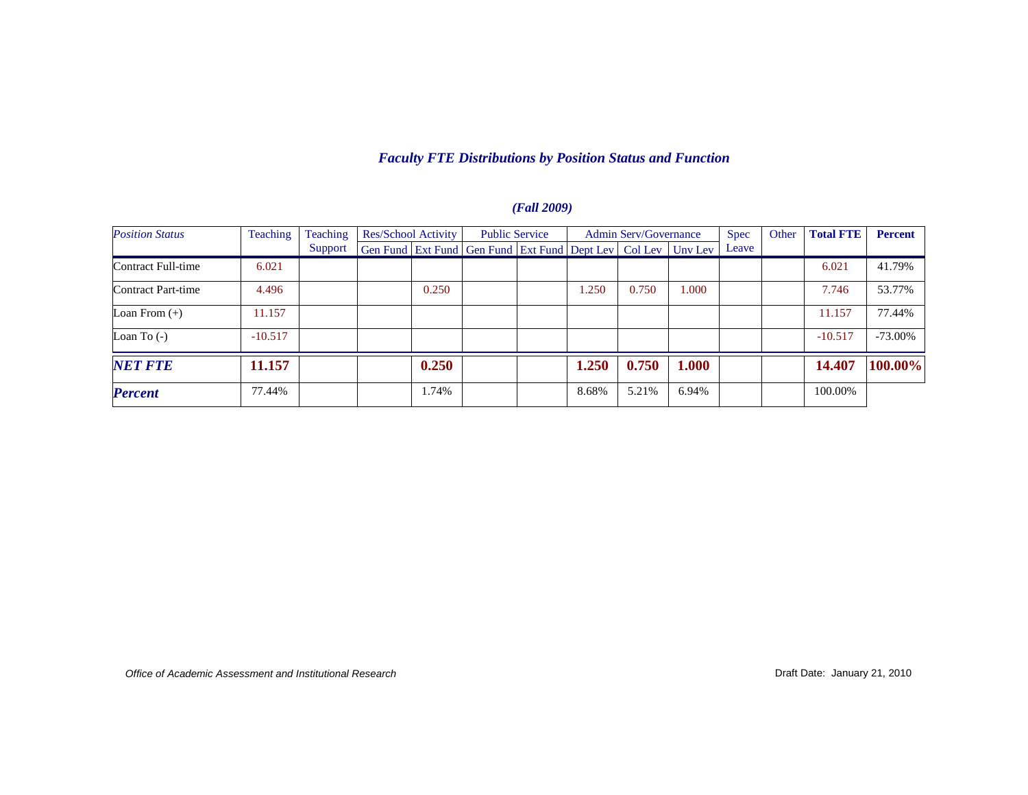## *Faculty FTE Distributions by Position Status and Function*

### *(Fall 2009)*

| *Position Status* | Teaching | Teaching Support | Res/School Activity | | Public Service | | Admin Serv/Governance | | | Spec Leave | Other | Total FTE | Percent |
|---|---|---|---|---|---|---|---|---|---|---|---|---|---|
| | | | Gen Fund | Ext Fund | Gen Fund | Ext Fund | Dept Lev | Col Lev | Unv Lev | | | | |
| Contract Full-time | 6.021 | | | | | | | | | | | 6.021 | 41.79% |
| Contract Part-time | 4.496 | | | 0.250 | | | 1.250 | 0.750 | 1.000 | | | 7.746 | 53.77% |
| Loan From (+) | 11.157 | | | | | | | | | | | 11.157 | 77.44% |
| Loan To (-) | -10.517 | | | | | | | | | | | -10.517 | -73.00% |
| ***NET FTE*** | **11.157** | | | **0.250** | | | **1.250** | **0.750** | **1.000** | | | **14.407** | **100.00%** |
| ***Percent*** | 77.44% | | | 1.74% | | | 8.68% | 5.21% | 6.94% | | | 100.00% | |

*Office of Academic Assessment and Institutional Research*

Draft Date: January 21, 2010